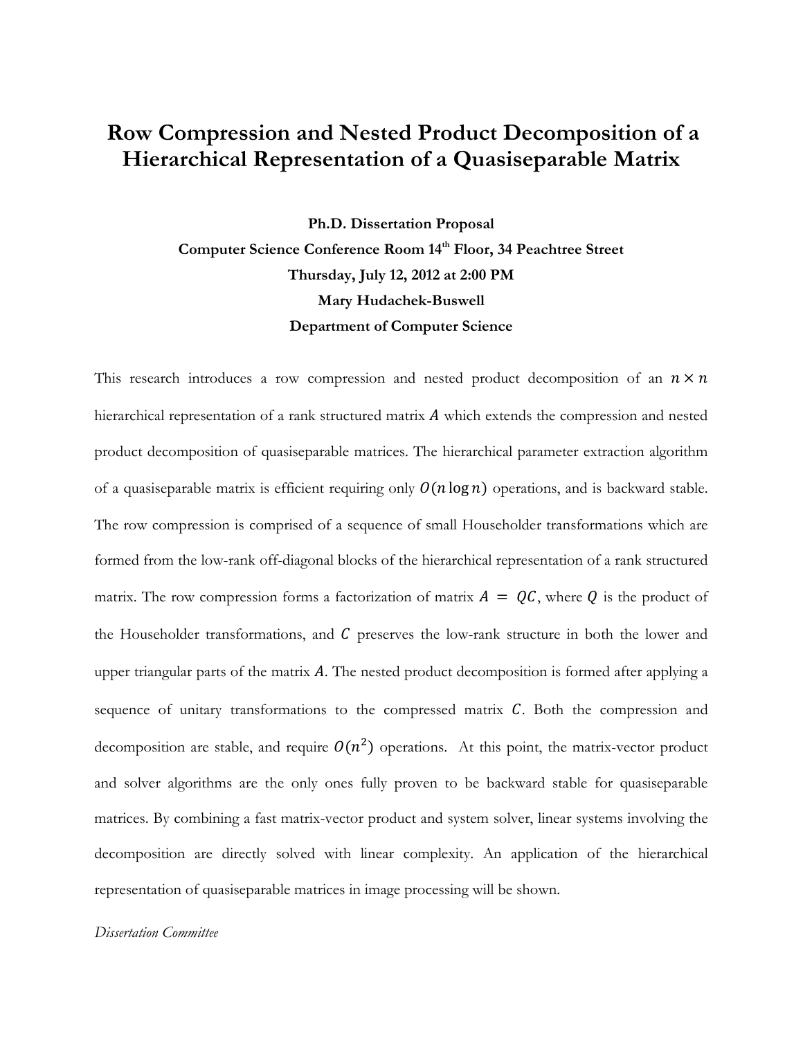# Row Compression and Nested Product Decomposition of a Hierarchical Representation of a Quasiseparable Matrix

**Ph.D. Dissertation Proposal**

**Computer Science Conference Room 14th Floor, 34 Peachtree Street**

**Thursday, July 12, 2012 at 2:00 PM**

**Mary Hudachek-Buswell**

**Department of Computer Science**

This research introduces a row compression and nested product decomposition of an $n \times n$ hierarchical representation of a rank structured matrix $A$ which extends the compression and nested product decomposition of quasiseparable matrices. The hierarchical parameter extraction algorithm of a quasiseparable matrix is efficient requiring only $O(n \log n)$ operations, and is backward stable. The row compression is comprised of a sequence of small Householder transformations which are formed from the low-rank off-diagonal blocks of the hierarchical representation of a rank structured matrix. The row compression forms a factorization of matrix $A = QC$, where $Q$ is the product of the Householder transformations, and $C$ preserves the low-rank structure in both the lower and upper triangular parts of the matrix $A$. The nested product decomposition is formed after applying a sequence of unitary transformations to the compressed matrix $C$. Both the compression and decomposition are stable, and require $O(n^2)$ operations. At this point, the matrix-vector product and solver algorithms are the only ones fully proven to be backward stable for quasiseparable matrices. By combining a fast matrix-vector product and system solver, linear systems involving the decomposition are directly solved with linear complexity. An application of the hierarchical representation of quasiseparable matrices in image processing will be shown.

*Dissertation Committee*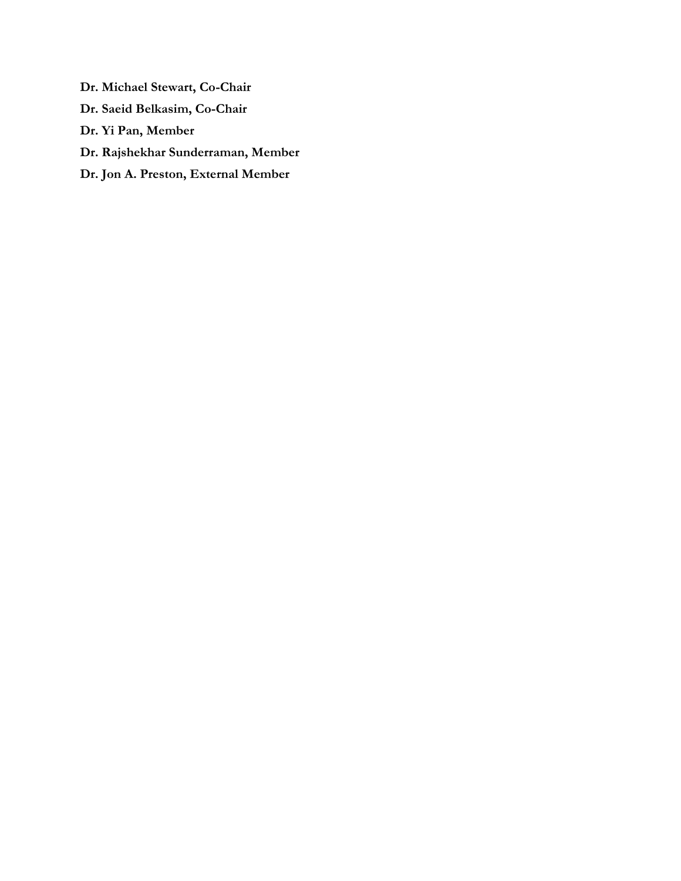**Dr. Michael Stewart, Co-Chair**

**Dr. Saeid Belkasim, Co-Chair**

**Dr. Yi Pan, Member**

**Dr. Rajshekhar Sunderraman, Member**

**Dr. Jon A. Preston, External Member**